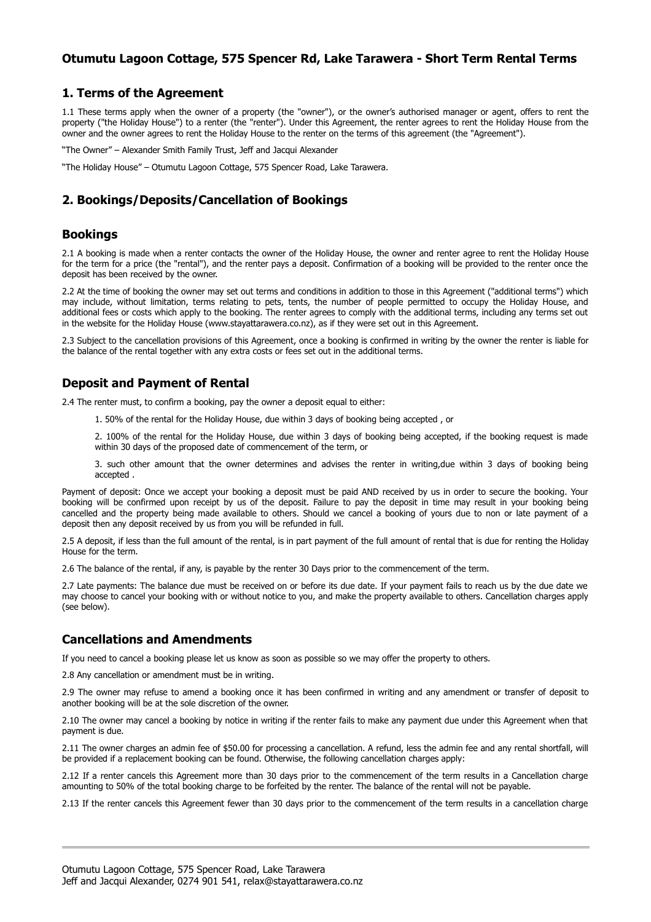# Otumutu Lagoon Cottage, 575 Spencer Rd, Lake Tarawera - Short Term Rental Terms

## 1. Terms of the Agreement

1.1 These terms apply when the owner of a property (the "owner"), or the owner's authorised manager or agent, offers to rent the property ("the Holiday House") to a renter (the "renter"). Under this Agreement, the renter agrees to rent the Holiday House from the owner and the owner agrees to rent the Holiday House to the renter on the terms of this agreement (the "Agreement").

"The Owner" – Alexander Smith Family Trust, Jeff and Jacqui Alexander

"The Holiday House" – Otumutu Lagoon Cottage, 575 Spencer Road, Lake Tarawera.

## 2. Bookings/Deposits/Cancellation of Bookings

### Bookings

2.1 A booking is made when a renter contacts the owner of the Holiday House, the owner and renter agree to rent the Holiday House for the term for a price (the "rental"), and the renter pays a deposit. Confirmation of a booking will be provided to the renter once the deposit has been received by the owner.

2.2 At the time of booking the owner may set out terms and conditions in addition to those in this Agreement ("additional terms") which may include, without limitation, terms relating to pets, tents, the number of people permitted to occupy the Holiday House, and additional fees or costs which apply to the booking. The renter agrees to comply with the additional terms, including any terms set out in the website for the Holiday House (www.stayattarawera.co.nz), as if they were set out in this Agreement.

2.3 Subject to the cancellation provisions of this Agreement, once a booking is confirmed in writing by the owner the renter is liable for the balance of the rental together with any extra costs or fees set out in the additional terms.

### Deposit and Payment of Rental

2.4 The renter must, to confirm a booking, pay the owner a deposit equal to either:

1. 50% of the rental for the Holiday House, due within 3 days of booking being accepted , or

2. 100% of the rental for the Holiday House, due within 3 days of booking being accepted, if the booking request is made within 30 days of the proposed date of commencement of the term, or

3. such other amount that the owner determines and advises the renter in writing,due within 3 days of booking being accepted .

Payment of deposit: Once we accept your booking a deposit must be paid AND received by us in order to secure the booking. Your booking will be confirmed upon receipt by us of the deposit. Failure to pay the deposit in time may result in your booking being cancelled and the property being made available to others. Should we cancel a booking of yours due to non or late payment of a deposit then any deposit received by us from you will be refunded in full.

2.5 A deposit, if less than the full amount of the rental, is in part payment of the full amount of rental that is due for renting the Holiday House for the term.

2.6 The balance of the rental, if any, is payable by the renter 30 Days prior to the commencement of the term.

2.7 Late payments: The balance due must be received on or before its due date. If your payment fails to reach us by the due date we may choose to cancel your booking with or without notice to you, and make the property available to others. Cancellation charges apply (see below).

### Cancellations and Amendments

If you need to cancel a booking please let us know as soon as possible so we may offer the property to others.

2.8 Any cancellation or amendment must be in writing.

2.9 The owner may refuse to amend a booking once it has been confirmed in writing and any amendment or transfer of deposit to another booking will be at the sole discretion of the owner.

2.10 The owner may cancel a booking by notice in writing if the renter fails to make any payment due under this Agreement when that payment is due.

2.11 The owner charges an admin fee of $50.00 for processing a cancellation. A refund, less the admin fee and any rental shortfall, will be provided if a replacement booking can be found. Otherwise, the following cancellation charges apply:

2.12 If a renter cancels this Agreement more than 30 days prior to the commencement of the term results in a Cancellation charge amounting to 50% of the total booking charge to be forfeited by the renter. The balance of the rental will not be payable.

2.13 If the renter cancels this Agreement fewer than 30 days prior to the commencement of the term results in a cancellation charge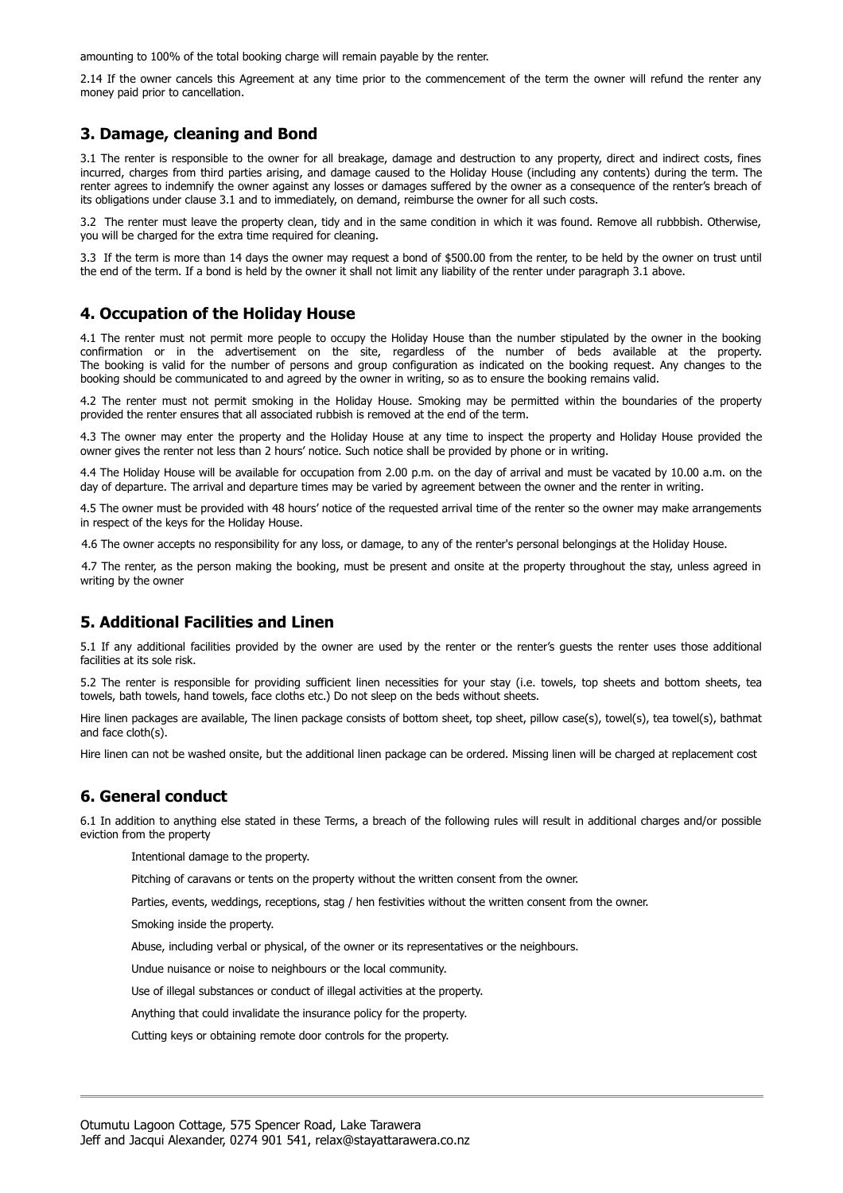amounting to 100% of the total booking charge will remain payable by the renter.

2.14 If the owner cancels this Agreement at any time prior to the commencement of the term the owner will refund the renter any money paid prior to cancellation.

## 3. Damage, cleaning and Bond

3.1 The renter is responsible to the owner for all breakage, damage and destruction to any property, direct and indirect costs, fines incurred, charges from third parties arising, and damage caused to the Holiday House (including any contents) during the term. The renter agrees to indemnify the owner against any losses or damages suffered by the owner as a consequence of the renter's breach of its obligations under clause 3.1 and to immediately, on demand, reimburse the owner for all such costs.

3.2 The renter must leave the property clean, tidy and in the same condition in which it was found. Remove all rubbbish. Otherwise, you will be charged for the extra time required for cleaning.

3.3 If the term is more than 14 days the owner may request a bond of $500.00 from the renter, to be held by the owner on trust until the end of the term. If a bond is held by the owner it shall not limit any liability of the renter under paragraph 3.1 above.

## 4. Occupation of the Holiday House

4.1 The renter must not permit more people to occupy the Holiday House than the number stipulated by the owner in the booking confirmation or in the advertisement on the site, regardless of the number of beds available at the property. The booking is valid for the number of persons and group configuration as indicated on the booking request. Any changes to the booking should be communicated to and agreed by the owner in writing, so as to ensure the booking remains valid.

4.2 The renter must not permit smoking in the Holiday House. Smoking may be permitted within the boundaries of the property provided the renter ensures that all associated rubbish is removed at the end of the term.

4.3 The owner may enter the property and the Holiday House at any time to inspect the property and Holiday House provided the owner gives the renter not less than 2 hours' notice. Such notice shall be provided by phone or in writing.

4.4 The Holiday House will be available for occupation from 2.00 p.m. on the day of arrival and must be vacated by 10.00 a.m. on the day of departure. The arrival and departure times may be varied by agreement between the owner and the renter in writing.

4.5 The owner must be provided with 48 hours' notice of the requested arrival time of the renter so the owner may make arrangements in respect of the keys for the Holiday House.

4.6 The owner accepts no responsibility for any loss, or damage, to any of the renter's personal belongings at the Holiday House.

4.7 The renter, as the person making the booking, must be present and onsite at the property throughout the stay, unless agreed in writing by the owner

## 5. Additional Facilities and Linen

5.1 If any additional facilities provided by the owner are used by the renter or the renter's guests the renter uses those additional facilities at its sole risk.

5.2 The renter is responsible for providing sufficient linen necessities for your stay (i.e. towels, top sheets and bottom sheets, tea towels, bath towels, hand towels, face cloths etc.) Do not sleep on the beds without sheets.

Hire linen packages are available, The linen package consists of bottom sheet, top sheet, pillow case(s), towel(s), tea towel(s), bathmat and face cloth(s).

Hire linen can not be washed onsite, but the additional linen package can be ordered. Missing linen will be charged at replacement cost

## 6. General conduct

6.1 In addition to anything else stated in these Terms, a breach of the following rules will result in additional charges and/or possible eviction from the property

- Intentional damage to the property.
- Pitching of caravans or tents on the property without the written consent from the owner.
- Parties, events, weddings, receptions, stag / hen festivities without the written consent from the owner.
- Smoking inside the property.
- Abuse, including verbal or physical, of the owner or its representatives or the neighbours.
- Undue nuisance or noise to neighbours or the local community.
- Use of illegal substances or conduct of illegal activities at the property.
- Anything that could invalidate the insurance policy for the property.
- Cutting keys or obtaining remote door controls for the property.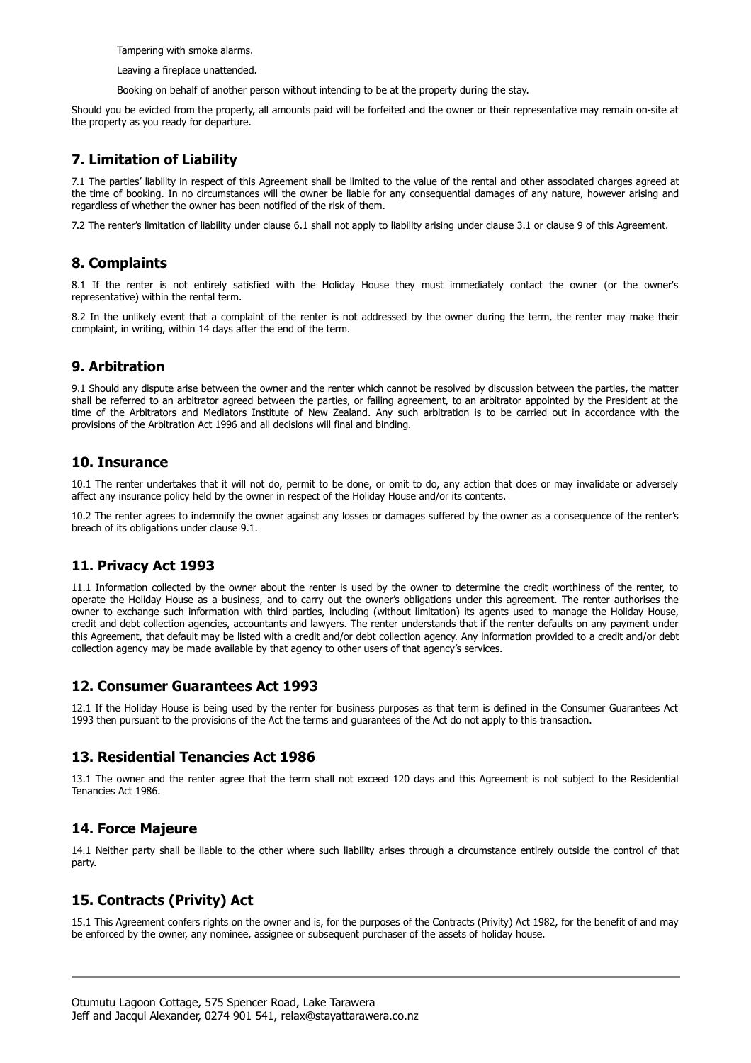Tampering with smoke alarms.

Leaving a fireplace unattended.

Booking on behalf of another person without intending to be at the property during the stay.

Should you be evicted from the property, all amounts paid will be forfeited and the owner or their representative may remain on-site at the property as you ready for departure.

## 7. Limitation of Liability

7.1 The parties' liability in respect of this Agreement shall be limited to the value of the rental and other associated charges agreed at the time of booking. In no circumstances will the owner be liable for any consequential damages of any nature, however arising and regardless of whether the owner has been notified of the risk of them.

7.2 The renter's limitation of liability under clause 6.1 shall not apply to liability arising under clause 3.1 or clause 9 of this Agreement.

## 8. Complaints

8.1 If the renter is not entirely satisfied with the Holiday House they must immediately contact the owner (or the owner's representative) within the rental term.

8.2 In the unlikely event that a complaint of the renter is not addressed by the owner during the term, the renter may make their complaint, in writing, within 14 days after the end of the term.

## 9. Arbitration

9.1 Should any dispute arise between the owner and the renter which cannot be resolved by discussion between the parties, the matter shall be referred to an arbitrator agreed between the parties, or failing agreement, to an arbitrator appointed by the President at the time of the Arbitrators and Mediators Institute of New Zealand. Any such arbitration is to be carried out in accordance with the provisions of the Arbitration Act 1996 and all decisions will final and binding.

## 10. Insurance

10.1 The renter undertakes that it will not do, permit to be done, or omit to do, any action that does or may invalidate or adversely affect any insurance policy held by the owner in respect of the Holiday House and/or its contents.

10.2 The renter agrees to indemnify the owner against any losses or damages suffered by the owner as a consequence of the renter's breach of its obligations under clause 9.1.

## 11. Privacy Act 1993

11.1 Information collected by the owner about the renter is used by the owner to determine the credit worthiness of the renter, to operate the Holiday House as a business, and to carry out the owner's obligations under this agreement. The renter authorises the owner to exchange such information with third parties, including (without limitation) its agents used to manage the Holiday House, credit and debt collection agencies, accountants and lawyers. The renter understands that if the renter defaults on any payment under this Agreement, that default may be listed with a credit and/or debt collection agency. Any information provided to a credit and/or debt collection agency may be made available by that agency to other users of that agency's services.

## 12. Consumer Guarantees Act 1993

12.1 If the Holiday House is being used by the renter for business purposes as that term is defined in the Consumer Guarantees Act 1993 then pursuant to the provisions of the Act the terms and guarantees of the Act do not apply to this transaction.

## 13. Residential Tenancies Act 1986

13.1 The owner and the renter agree that the term shall not exceed 120 days and this Agreement is not subject to the Residential Tenancies Act 1986.

## 14. Force Majeure

14.1 Neither party shall be liable to the other where such liability arises through a circumstance entirely outside the control of that party.

## 15. Contracts (Privity) Act

15.1 This Agreement confers rights on the owner and is, for the purposes of the Contracts (Privity) Act 1982, for the benefit of and may be enforced by the owner, any nominee, assignee or subsequent purchaser of the assets of holiday house.

---

Otumutu Lagoon Cottage, 575 Spencer Road, Lake Tarawera
Jeff and Jacqui Alexander, 0274 901 541, relax@stayattarawera.co.nz